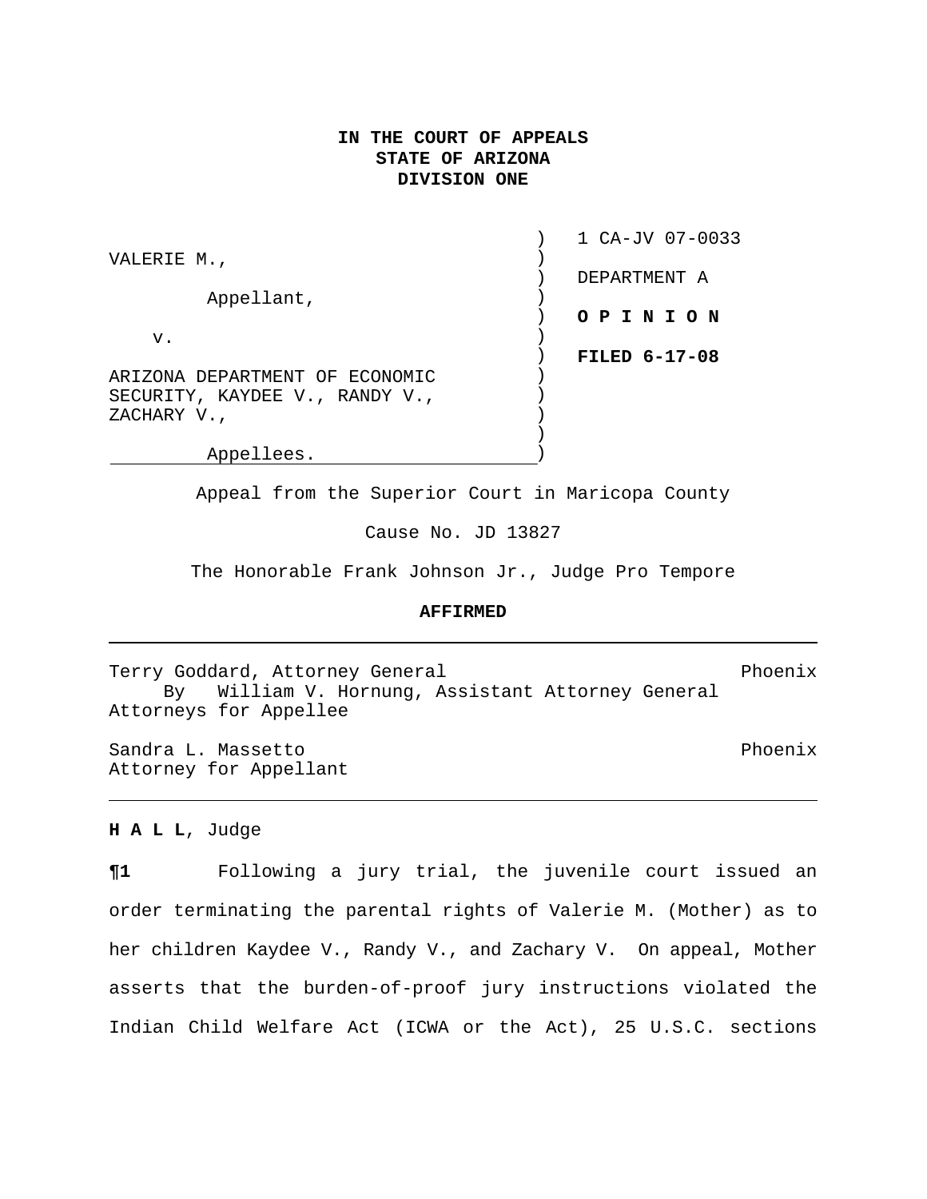**IN THE COURT OF APPEALS**
**STATE OF ARIZONA**
**DIVISION ONE**

| | |
|---|---|
| VALERIE M., | 1 CA-JV 07-0033 |
| Appellant, | DEPARTMENT A |
| v. | **O P I N I O N** |
| ARIZONA DEPARTMENT OF ECONOMIC SECURITY, KAYDEE V., RANDY V., ZACHARY V., | **FILED 6-17-08** |
| Appellees. | |

Appeal from the Superior Court in Maricopa County

Cause No. JD 13827

The Honorable Frank Johnson Jr., Judge Pro Tempore

**AFFIRMED**

---

Terry Goddard, Attorney General — Phoenix
By William V. Hornung, Assistant Attorney General
Attorneys for Appellee

Sandra L. Massetto — Phoenix
Attorney for Appellant

---

**H A L L**, Judge

**¶1** Following a jury trial, the juvenile court issued an order terminating the parental rights of Valerie M. (Mother) as to her children Kaydee V., Randy V., and Zachary V. On appeal, Mother asserts that the burden-of-proof jury instructions violated the Indian Child Welfare Act (ICWA or the Act), 25 U.S.C. sections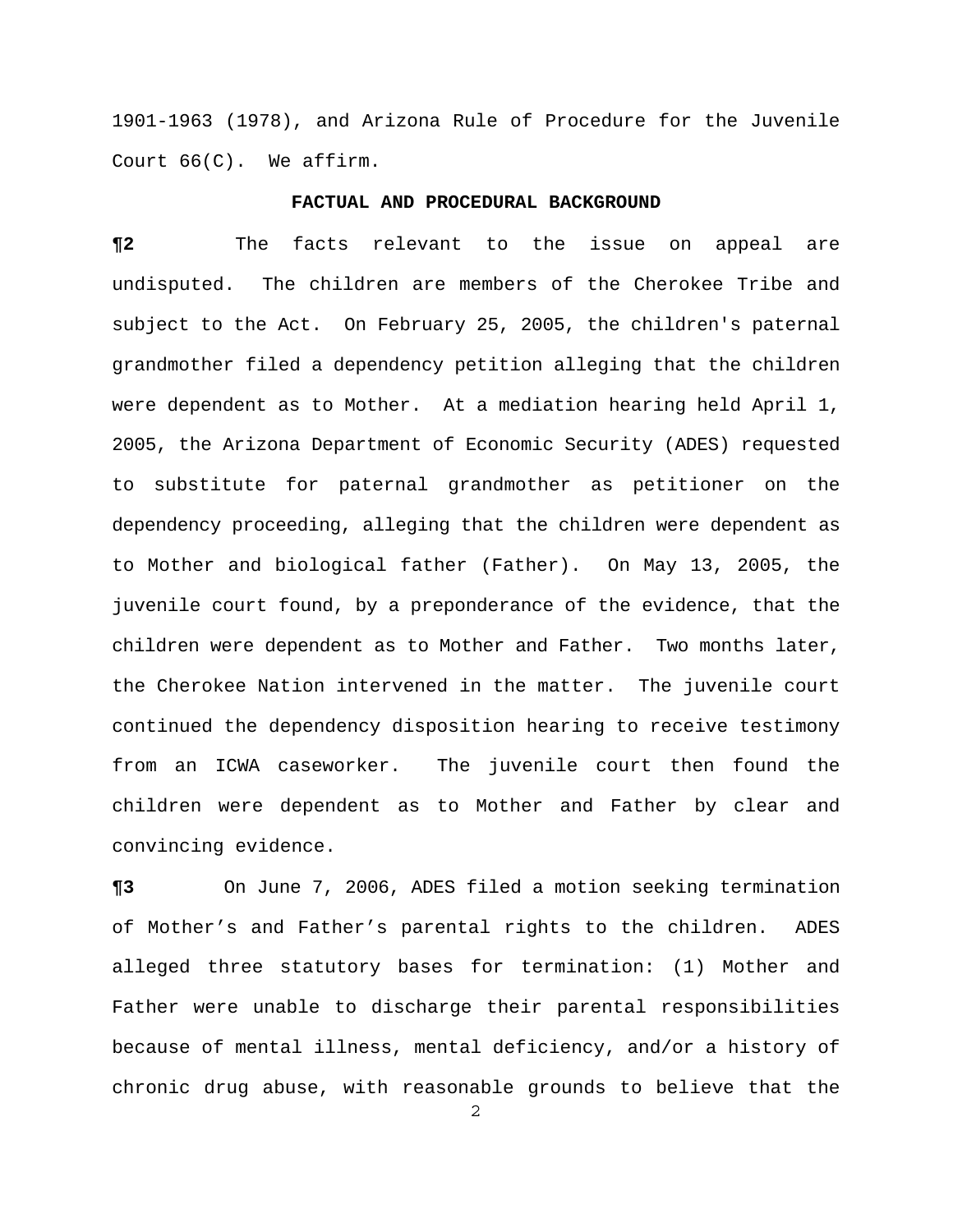1901-1963 (1978), and Arizona Rule of Procedure for the Juvenile Court 66(C). We affirm.

## FACTUAL AND PROCEDURAL BACKGROUND

**¶2** The facts relevant to the issue on appeal are undisputed. The children are members of the Cherokee Tribe and subject to the Act. On February 25, 2005, the children's paternal grandmother filed a dependency petition alleging that the children were dependent as to Mother. At a mediation hearing held April 1, 2005, the Arizona Department of Economic Security (ADES) requested to substitute for paternal grandmother as petitioner on the dependency proceeding, alleging that the children were dependent as to Mother and biological father (Father). On May 13, 2005, the juvenile court found, by a preponderance of the evidence, that the children were dependent as to Mother and Father. Two months later, the Cherokee Nation intervened in the matter. The juvenile court continued the dependency disposition hearing to receive testimony from an ICWA caseworker. The juvenile court then found the children were dependent as to Mother and Father by clear and convincing evidence.

**¶3** On June 7, 2006, ADES filed a motion seeking termination of Mother's and Father's parental rights to the children. ADES alleged three statutory bases for termination: (1) Mother and Father were unable to discharge their parental responsibilities because of mental illness, mental deficiency, and/or a history of chronic drug abuse, with reasonable grounds to believe that the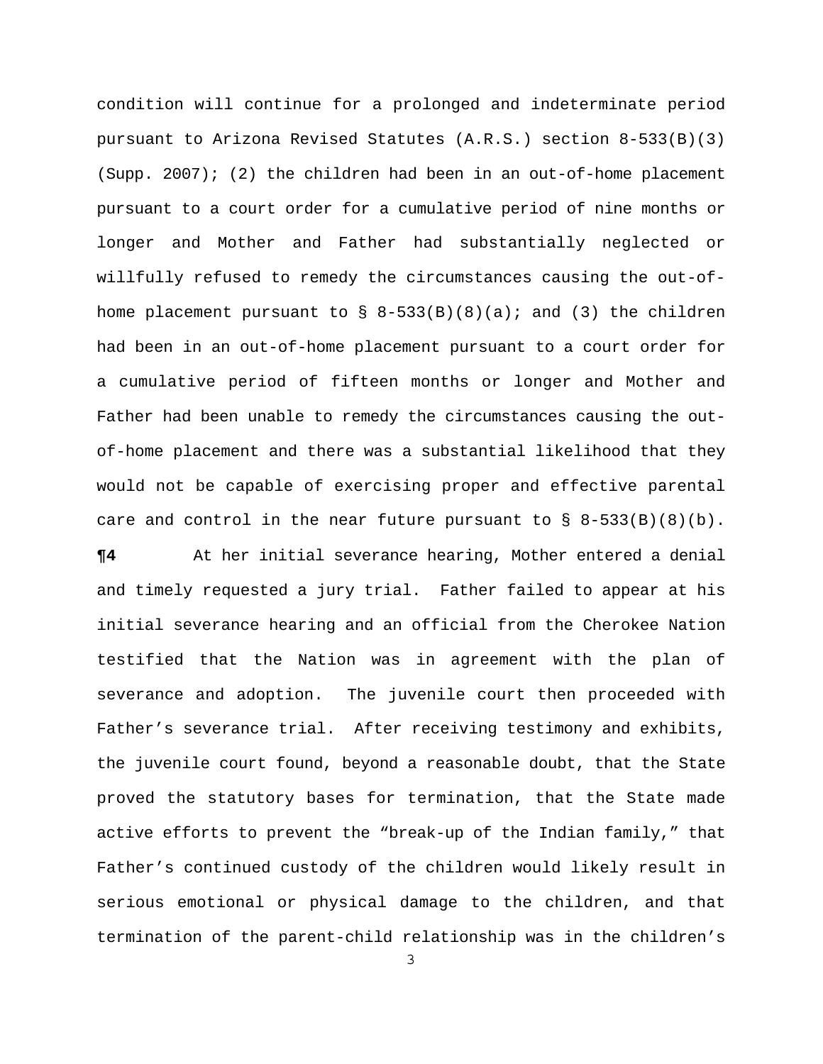condition will continue for a prolonged and indeterminate period pursuant to Arizona Revised Statutes (A.R.S.) section 8-533(B)(3) (Supp. 2007); (2) the children had been in an out-of-home placement pursuant to a court order for a cumulative period of nine months or longer and Mother and Father had substantially neglected or willfully refused to remedy the circumstances causing the out-of-home placement pursuant to § 8-533(B)(8)(a); and (3) the children had been in an out-of-home placement pursuant to a court order for a cumulative period of fifteen months or longer and Mother and Father had been unable to remedy the circumstances causing the out-of-home placement and there was a substantial likelihood that they would not be capable of exercising proper and effective parental care and control in the near future pursuant to § 8-533(B)(8)(b).

**¶4** At her initial severance hearing, Mother entered a denial and timely requested a jury trial. Father failed to appear at his initial severance hearing and an official from the Cherokee Nation testified that the Nation was in agreement with the plan of severance and adoption. The juvenile court then proceeded with Father's severance trial. After receiving testimony and exhibits, the juvenile court found, beyond a reasonable doubt, that the State proved the statutory bases for termination, that the State made active efforts to prevent the "break-up of the Indian family," that Father's continued custody of the children would likely result in serious emotional or physical damage to the children, and that termination of the parent-child relationship was in the children's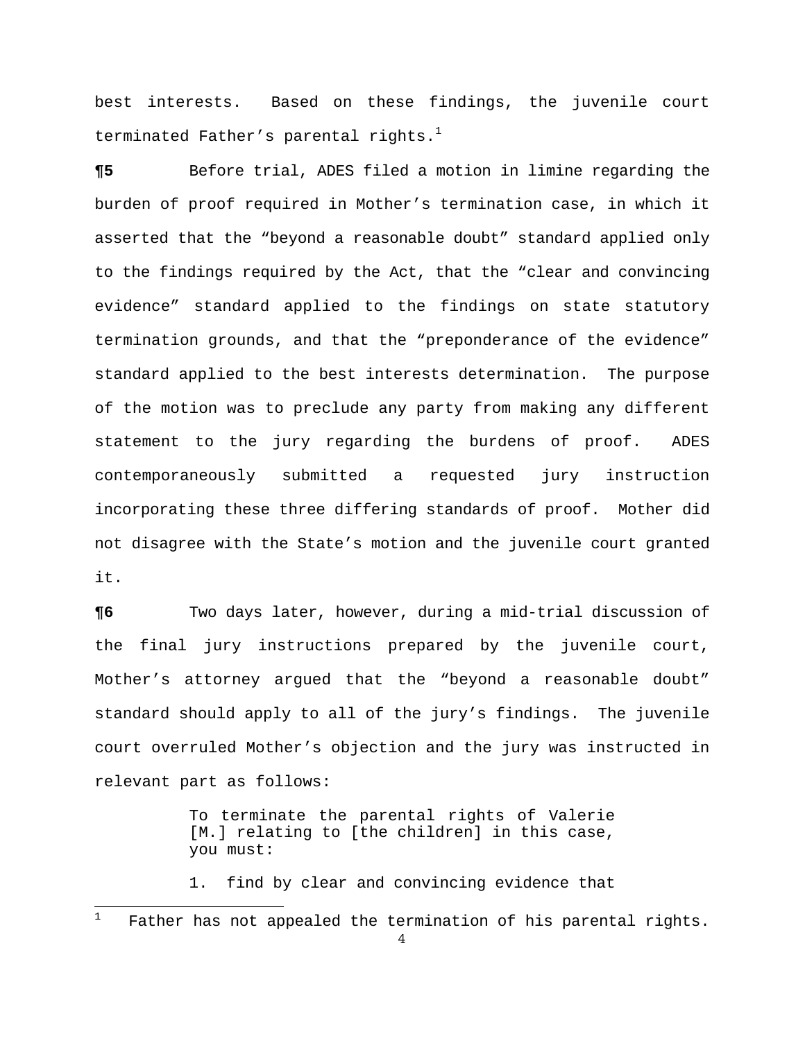best interests. Based on these findings, the juvenile court terminated Father's parental rights.[1]

**¶5** Before trial, ADES filed a motion in limine regarding the burden of proof required in Mother's termination case, in which it asserted that the "beyond a reasonable doubt" standard applied only to the findings required by the Act, that the "clear and convincing evidence" standard applied to the findings on state statutory termination grounds, and that the "preponderance of the evidence" standard applied to the best interests determination. The purpose of the motion was to preclude any party from making any different statement to the jury regarding the burdens of proof. ADES contemporaneously submitted a requested jury instruction incorporating these three differing standards of proof. Mother did not disagree with the State's motion and the juvenile court granted it.

**¶6** Two days later, however, during a mid-trial discussion of the final jury instructions prepared by the juvenile court, Mother's attorney argued that the "beyond a reasonable doubt" standard should apply to all of the jury's findings. The juvenile court overruled Mother's objection and the jury was instructed in relevant part as follows:

> To terminate the parental rights of Valerie [M.] relating to [the children] in this case, you must:
>
> 1. find by clear and convincing evidence that

---

[1] Father has not appealed the termination of his parental rights.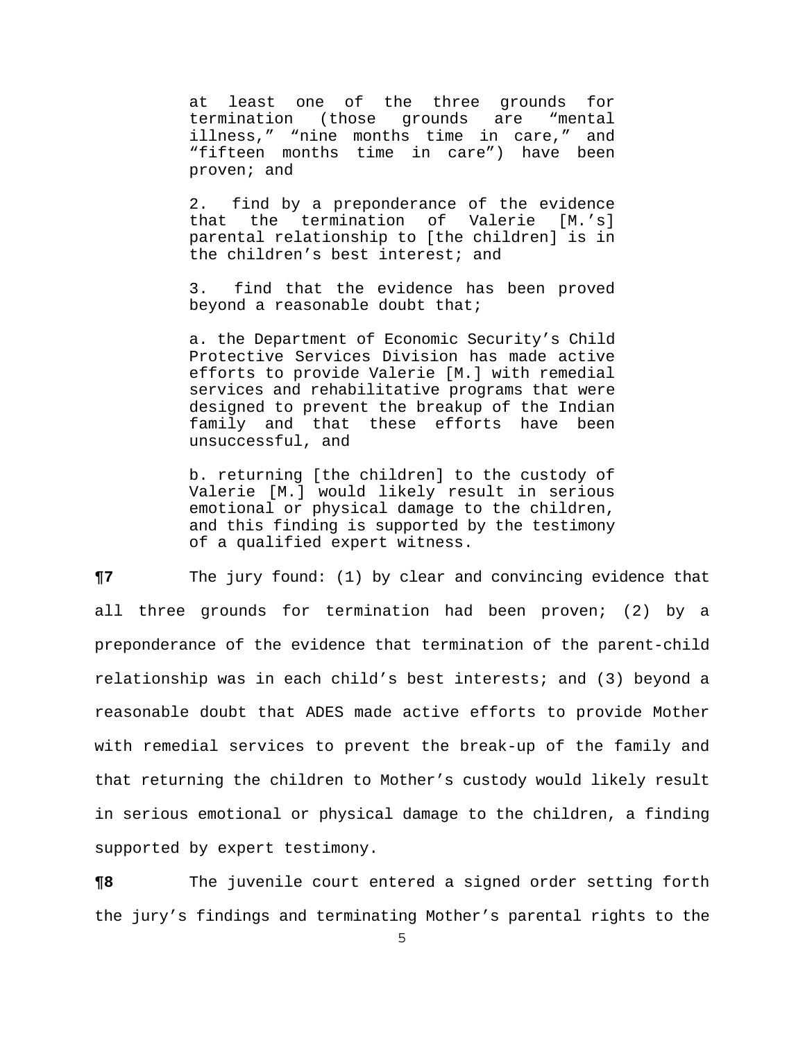> at least one of the three grounds for termination (those grounds are "mental illness," "nine months time in care," and "fifteen months time in care") have been proven; and
>
> 2. find by a preponderance of the evidence that the termination of Valerie [M.'s] parental relationship to [the children] is in the children's best interest; and
>
> 3. find that the evidence has been proved beyond a reasonable doubt that;
>
> a. the Department of Economic Security's Child Protective Services Division has made active efforts to provide Valerie [M.] with remedial services and rehabilitative programs that were designed to prevent the breakup of the Indian family and that these efforts have been unsuccessful, and
>
> b. returning [the children] to the custody of Valerie [M.] would likely result in serious emotional or physical damage to the children, and this finding is supported by the testimony of a qualified expert witness.

**¶7** The jury found: (1) by clear and convincing evidence that all three grounds for termination had been proven; (2) by a preponderance of the evidence that termination of the parent-child relationship was in each child's best interests; and (3) beyond a reasonable doubt that ADES made active efforts to provide Mother with remedial services to prevent the break-up of the family and that returning the children to Mother's custody would likely result in serious emotional or physical damage to the children, a finding supported by expert testimony.

**¶8** The juvenile court entered a signed order setting forth the jury's findings and terminating Mother's parental rights to the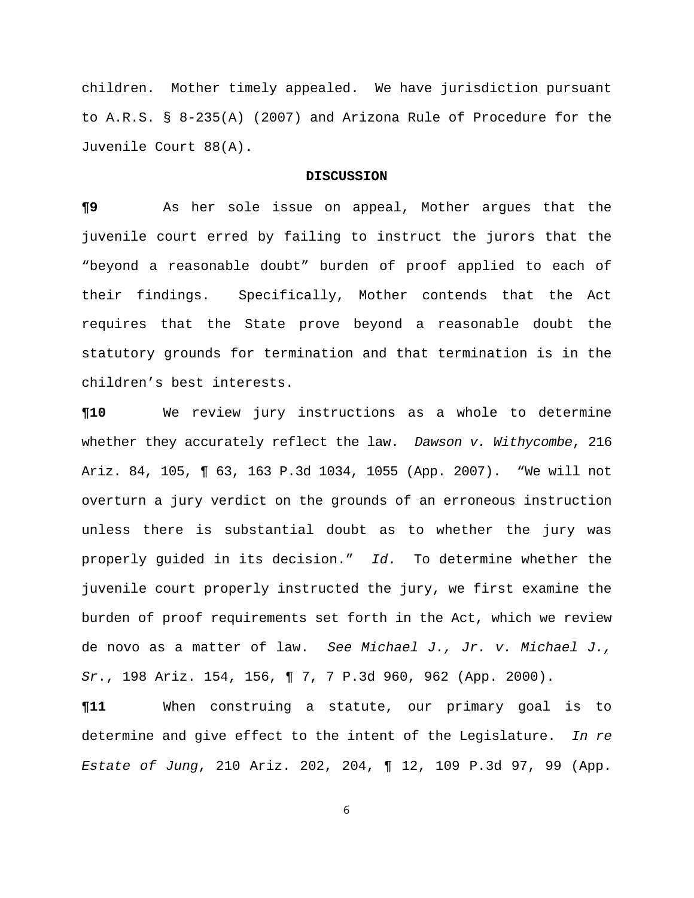children. Mother timely appealed. We have jurisdiction pursuant to A.R.S. § 8-235(A) (2007) and Arizona Rule of Procedure for the Juvenile Court 88(A).

**DISCUSSION**

**¶9** As her sole issue on appeal, Mother argues that the juvenile court erred by failing to instruct the jurors that the "beyond a reasonable doubt" burden of proof applied to each of their findings. Specifically, Mother contends that the Act requires that the State prove beyond a reasonable doubt the statutory grounds for termination and that termination is in the children's best interests.

**¶10** We review jury instructions as a whole to determine whether they accurately reflect the law. *Dawson v. Withycombe*, 216 Ariz. 84, 105, ¶ 63, 163 P.3d 1034, 1055 (App. 2007). "We will not overturn a jury verdict on the grounds of an erroneous instruction unless there is substantial doubt as to whether the jury was properly guided in its decision." *Id*. To determine whether the juvenile court properly instructed the jury, we first examine the burden of proof requirements set forth in the Act, which we review de novo as a matter of law. *See Michael J., Jr. v. Michael J., Sr.*, 198 Ariz. 154, 156, ¶ 7, 7 P.3d 960, 962 (App. 2000).

**¶11** When construing a statute, our primary goal is to determine and give effect to the intent of the Legislature. *In re Estate of Jung*, 210 Ariz. 202, 204, ¶ 12, 109 P.3d 97, 99 (App.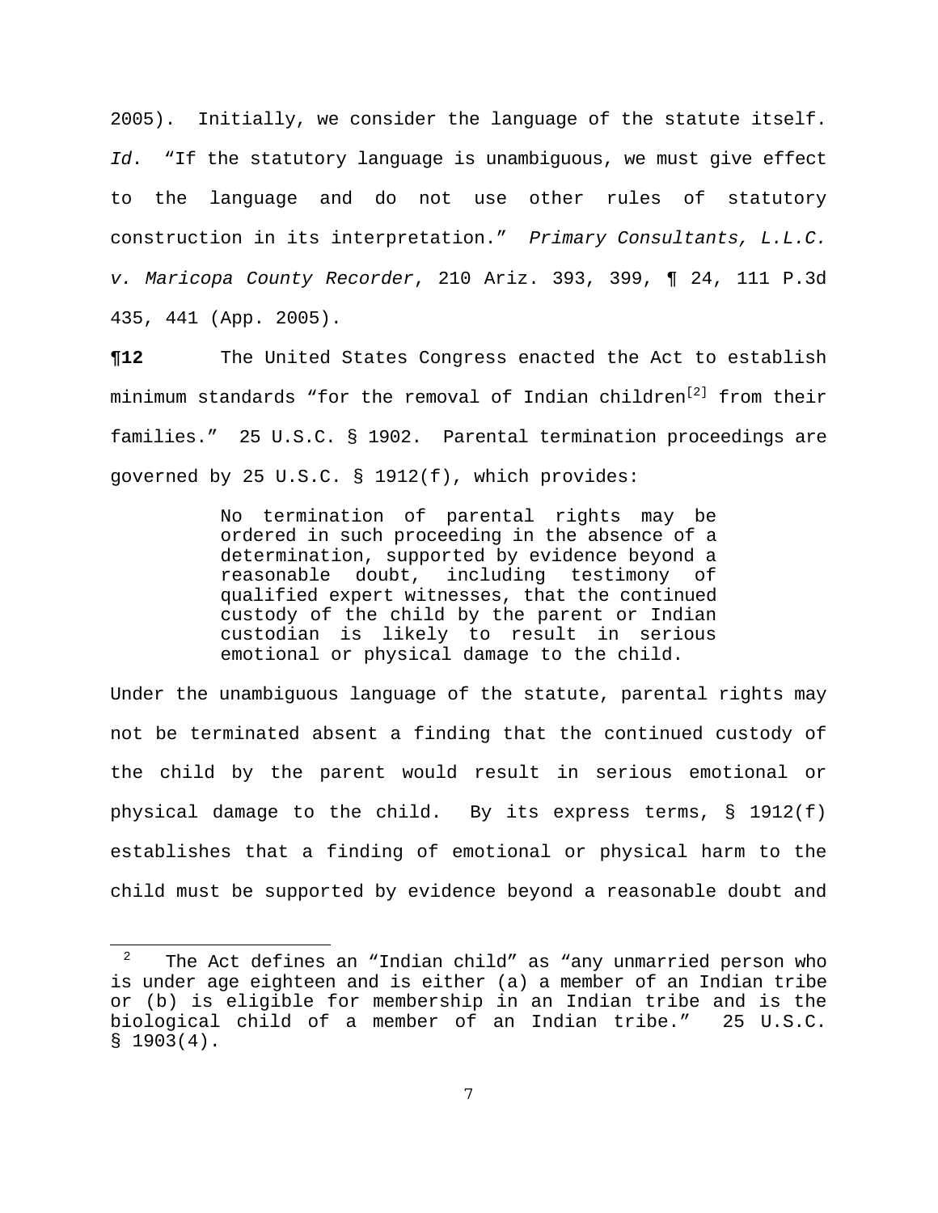2005). Initially, we consider the language of the statute itself. *Id*. "If the statutory language is unambiguous, we must give effect to the language and do not use other rules of statutory construction in its interpretation." *Primary Consultants, L.L.C. v. Maricopa County Recorder*, 210 Ariz. 393, 399, ¶ 24, 111 P.3d 435, 441 (App. 2005).

**¶12** The United States Congress enacted the Act to establish minimum standards "for the removal of Indian children[2] from their families." 25 U.S.C. § 1902. Parental termination proceedings are governed by 25 U.S.C. § 1912(f), which provides:

> No termination of parental rights may be ordered in such proceeding in the absence of a determination, supported by evidence beyond a reasonable doubt, including testimony of qualified expert witnesses, that the continued custody of the child by the parent or Indian custodian is likely to result in serious emotional or physical damage to the child.

Under the unambiguous language of the statute, parental rights may not be terminated absent a finding that the continued custody of the child by the parent would result in serious emotional or physical damage to the child. By its express terms, § 1912(f) establishes that a finding of emotional or physical harm to the child must be supported by evidence beyond a reasonable doubt and

---

[2] The Act defines an "Indian child" as "any unmarried person who is under age eighteen and is either (a) a member of an Indian tribe or (b) is eligible for membership in an Indian tribe and is the biological child of a member of an Indian tribe." 25 U.S.C. § 1903(4).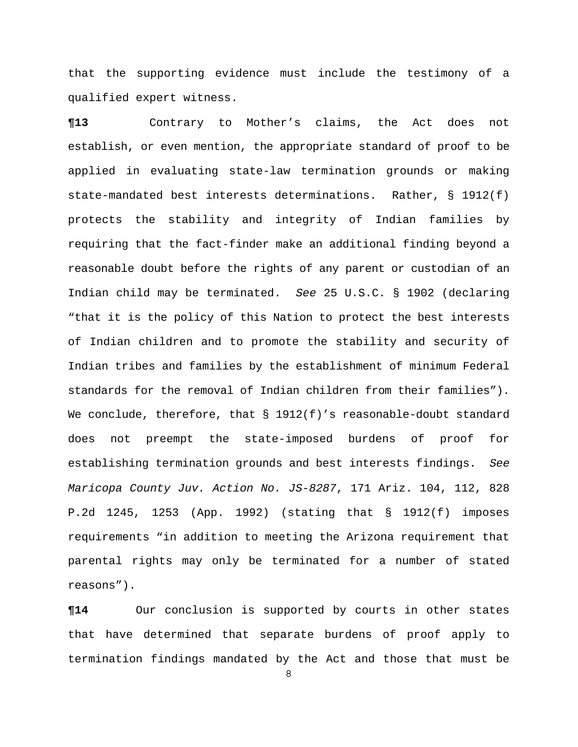that the supporting evidence must include the testimony of a qualified expert witness.

**¶13** Contrary to Mother's claims, the Act does not establish, or even mention, the appropriate standard of proof to be applied in evaluating state-law termination grounds or making state-mandated best interests determinations. Rather, § 1912(f) protects the stability and integrity of Indian families by requiring that the fact-finder make an additional finding beyond a reasonable doubt before the rights of any parent or custodian of an Indian child may be terminated. *See* 25 U.S.C. § 1902 (declaring "that it is the policy of this Nation to protect the best interests of Indian children and to promote the stability and security of Indian tribes and families by the establishment of minimum Federal standards for the removal of Indian children from their families"). We conclude, therefore, that § 1912(f)'s reasonable-doubt standard does not preempt the state-imposed burdens of proof for establishing termination grounds and best interests findings. *See Maricopa County Juv. Action No. JS-8287*, 171 Ariz. 104, 112, 828 P.2d 1245, 1253 (App. 1992) (stating that § 1912(f) imposes requirements "in addition to meeting the Arizona requirement that parental rights may only be terminated for a number of stated reasons").

**¶14** Our conclusion is supported by courts in other states that have determined that separate burdens of proof apply to termination findings mandated by the Act and those that must be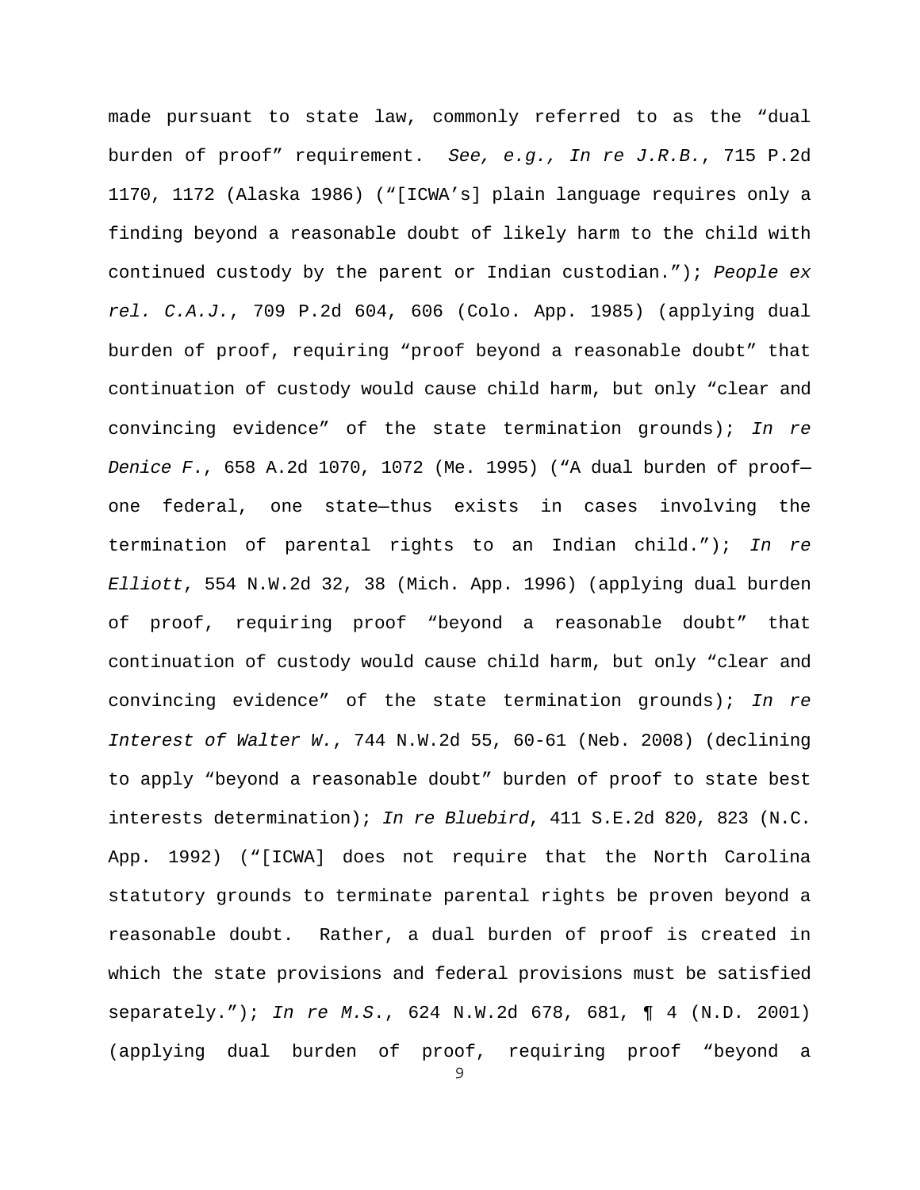made pursuant to state law, commonly referred to as the "dual burden of proof" requirement. *See, e.g., In re J.R.B.*, 715 P.2d 1170, 1172 (Alaska 1986) ("[ICWA's] plain language requires only a finding beyond a reasonable doubt of likely harm to the child with continued custody by the parent or Indian custodian."); *People ex rel. C.A.J.*, 709 P.2d 604, 606 (Colo. App. 1985) (applying dual burden of proof, requiring "proof beyond a reasonable doubt" that continuation of custody would cause child harm, but only "clear and convincing evidence" of the state termination grounds); *In re Denice F.*, 658 A.2d 1070, 1072 (Me. 1995) ("A dual burden of proof—one federal, one state—thus exists in cases involving the termination of parental rights to an Indian child."); *In re Elliott*, 554 N.W.2d 32, 38 (Mich. App. 1996) (applying dual burden of proof, requiring proof "beyond a reasonable doubt" that continuation of custody would cause child harm, but only "clear and convincing evidence" of the state termination grounds); *In re Interest of Walter W.*, 744 N.W.2d 55, 60-61 (Neb. 2008) (declining to apply "beyond a reasonable doubt" burden of proof to state best interests determination); *In re Bluebird*, 411 S.E.2d 820, 823 (N.C. App. 1992) ("[ICWA] does not require that the North Carolina statutory grounds to terminate parental rights be proven beyond a reasonable doubt. Rather, a dual burden of proof is created in which the state provisions and federal provisions must be satisfied separately."); *In re M.S.*, 624 N.W.2d 678, 681, ¶ 4 (N.D. 2001) (applying dual burden of proof, requiring proof "beyond a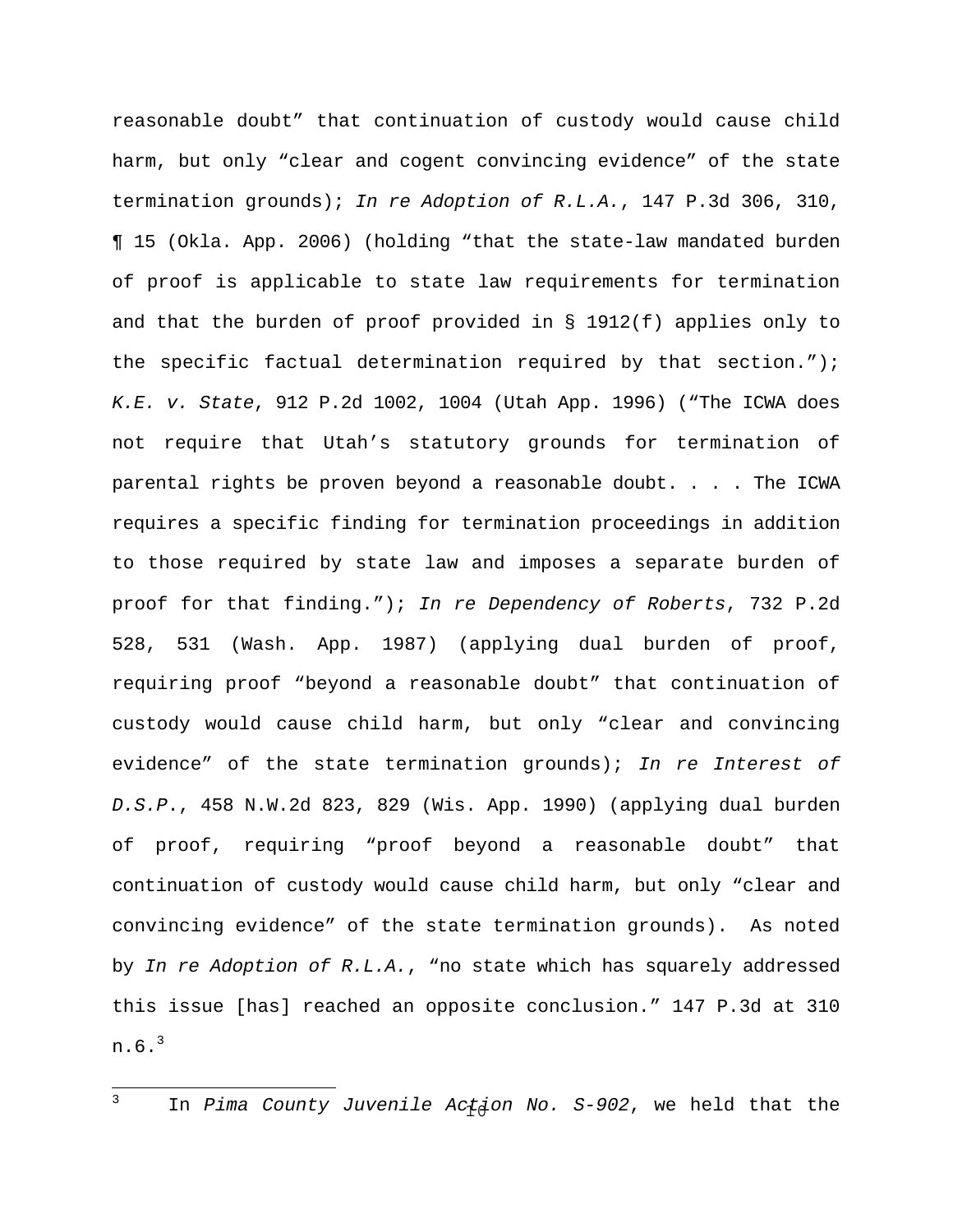reasonable doubt" that continuation of custody would cause child harm, but only "clear and cogent convincing evidence" of the state termination grounds); *In re Adoption of R.L.A.*, 147 P.3d 306, 310, ¶ 15 (Okla. App. 2006) (holding "that the state-law mandated burden of proof is applicable to state law requirements for termination and that the burden of proof provided in § 1912(f) applies only to the specific factual determination required by that section."); *K.E. v. State*, 912 P.2d 1002, 1004 (Utah App. 1996) ("The ICWA does not require that Utah's statutory grounds for termination of parental rights be proven beyond a reasonable doubt. . . . The ICWA requires a specific finding for termination proceedings in addition to those required by state law and imposes a separate burden of proof for that finding."); *In re Dependency of Roberts*, 732 P.2d 528, 531 (Wash. App. 1987) (applying dual burden of proof, requiring proof "beyond a reasonable doubt" that continuation of custody would cause child harm, but only "clear and convincing evidence" of the state termination grounds); *In re Interest of D.S.P.*, 458 N.W.2d 823, 829 (Wis. App. 1990) (applying dual burden of proof, requiring "proof beyond a reasonable doubt" that continuation of custody would cause child harm, but only "clear and convincing evidence" of the state termination grounds). As noted by *In re Adoption of R.L.A.*, "no state which has squarely addressed this issue [has] reached an opposite conclusion." 147 P.3d at 310 n.6.[3]

---

[3] In *Pima County Juvenile Action No. S-902*, we held that the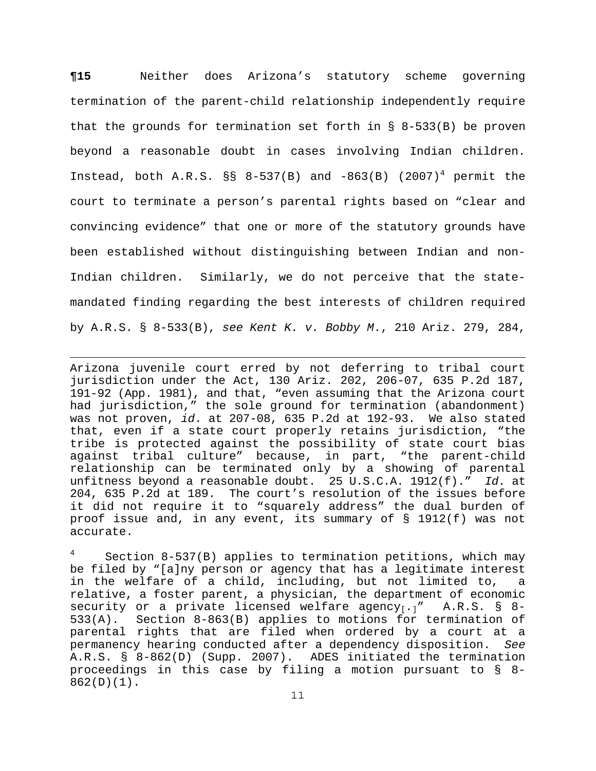**¶15** Neither does Arizona's statutory scheme governing termination of the parent-child relationship independently require that the grounds for termination set forth in § 8-533(B) be proven beyond a reasonable doubt in cases involving Indian children. Instead, both A.R.S. §§ 8-537(B) and -863(B) (2007)[4] permit the court to terminate a person's parental rights based on "clear and convincing evidence" that one or more of the statutory grounds have been established without distinguishing between Indian and non-Indian children. Similarly, we do not perceive that the state-mandated finding regarding the best interests of children required by A.R.S. § 8-533(B), *see Kent K. v. Bobby M.*, 210 Ariz. 279, 284,

---

Arizona juvenile court erred by not deferring to tribal court jurisdiction under the Act, 130 Ariz. 202, 206-07, 635 P.2d 187, 191-92 (App. 1981), and that, "even assuming that the Arizona court had jurisdiction," the sole ground for termination (abandonment) was not proven, *id*. at 207-08, 635 P.2d at 192-93. We also stated that, even if a state court properly retains jurisdiction, "the tribe is protected against the possibility of state court bias against tribal culture" because, in part, "the parent-child relationship can be terminated only by a showing of parental unfitness beyond a reasonable doubt. 25 U.S.C.A. 1912(f)." *Id*. at 204, 635 P.2d at 189. The court's resolution of the issues before it did not require it to "squarely address" the dual burden of proof issue and, in any event, its summary of § 1912(f) was not accurate.

[4] Section 8-537(B) applies to termination petitions, which may be filed by "[a]ny person or agency that has a legitimate interest in the welfare of a child, including, but not limited to, a relative, a foster parent, a physician, the department of economic security or a private licensed welfare agency[.]" A.R.S. § 8-533(A). Section 8-863(B) applies to motions for termination of parental rights that are filed when ordered by a court at a permanency hearing conducted after a dependency disposition. *See* A.R.S. § 8-862(D) (Supp. 2007). ADES initiated the termination proceedings in this case by filing a motion pursuant to § 8-862(D)(1).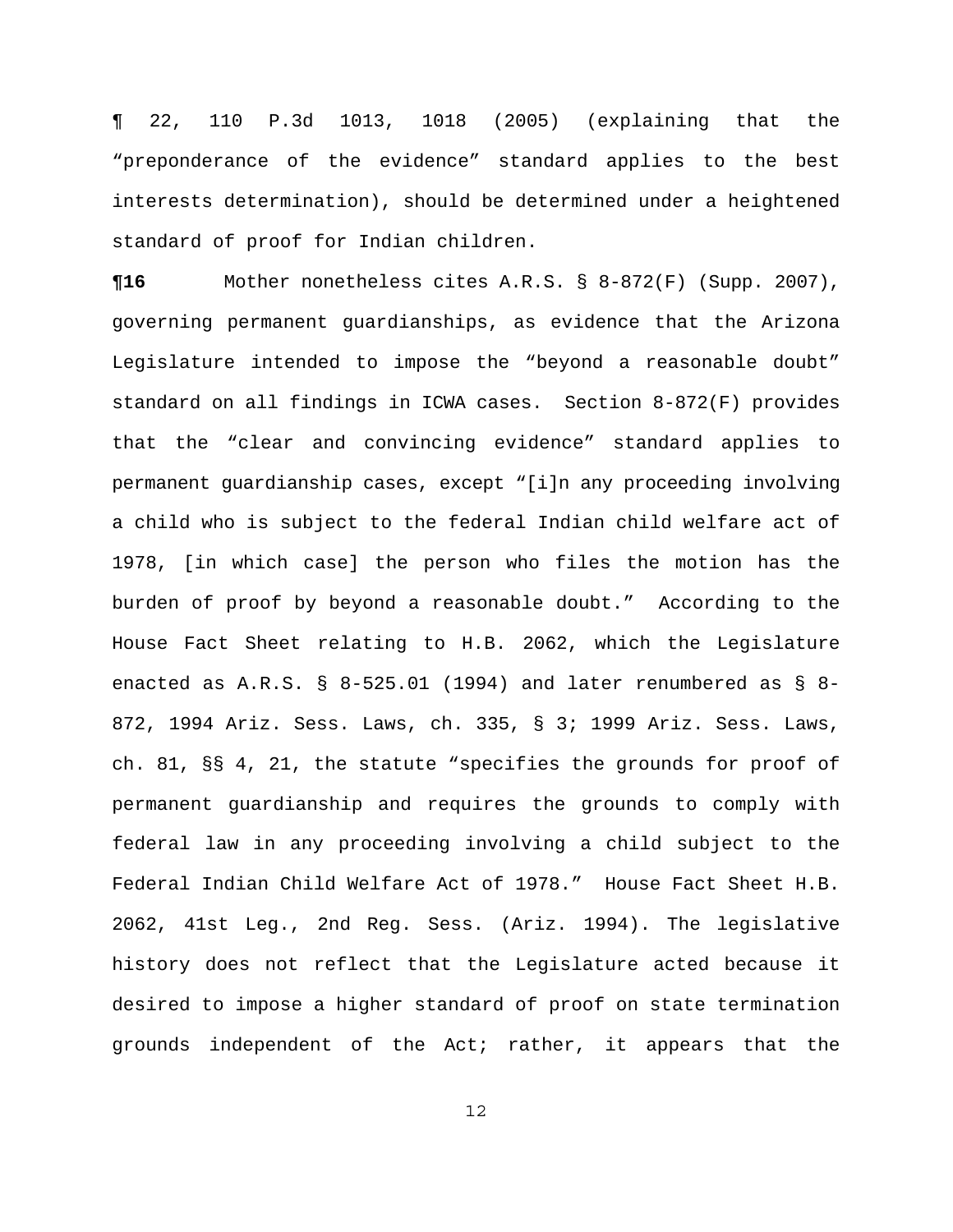¶ 22, 110 P.3d 1013, 1018 (2005) (explaining that the "preponderance of the evidence" standard applies to the best interests determination), should be determined under a heightened standard of proof for Indian children.

**¶16** Mother nonetheless cites A.R.S. § 8-872(F) (Supp. 2007), governing permanent guardianships, as evidence that the Arizona Legislature intended to impose the "beyond a reasonable doubt" standard on all findings in ICWA cases. Section 8-872(F) provides that the "clear and convincing evidence" standard applies to permanent guardianship cases, except "[i]n any proceeding involving a child who is subject to the federal Indian child welfare act of 1978, [in which case] the person who files the motion has the burden of proof by beyond a reasonable doubt." According to the House Fact Sheet relating to H.B. 2062, which the Legislature enacted as A.R.S. § 8-525.01 (1994) and later renumbered as § 8-872, 1994 Ariz. Sess. Laws, ch. 335, § 3; 1999 Ariz. Sess. Laws, ch. 81, §§ 4, 21, the statute "specifies the grounds for proof of permanent guardianship and requires the grounds to comply with federal law in any proceeding involving a child subject to the Federal Indian Child Welfare Act of 1978." House Fact Sheet H.B. 2062, 41st Leg., 2nd Reg. Sess. (Ariz. 1994). The legislative history does not reflect that the Legislature acted because it desired to impose a higher standard of proof on state termination grounds independent of the Act; rather, it appears that the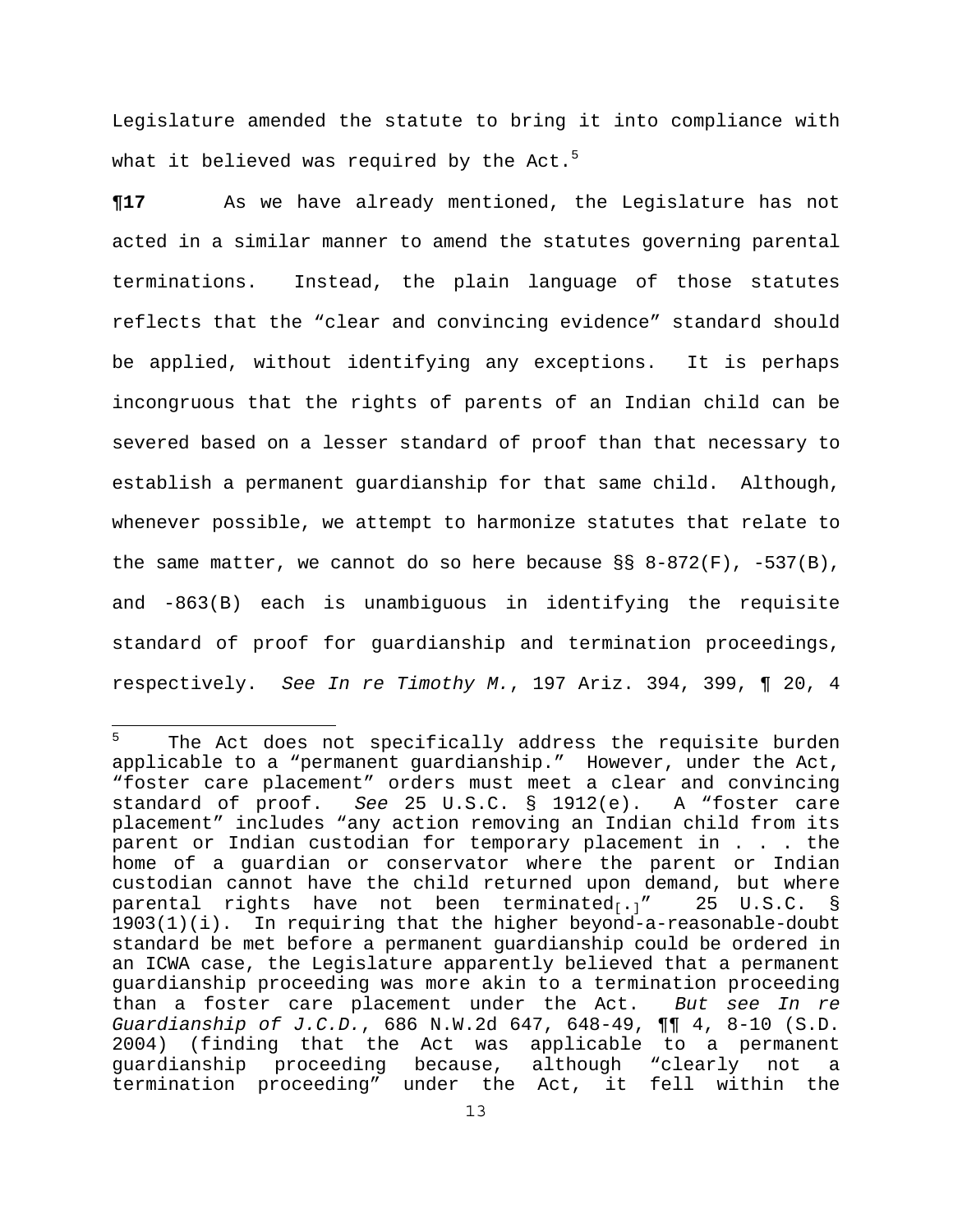Legislature amended the statute to bring it into compliance with what it believed was required by the Act.[5]

**¶17** As we have already mentioned, the Legislature has not acted in a similar manner to amend the statutes governing parental terminations. Instead, the plain language of those statutes reflects that the "clear and convincing evidence" standard should be applied, without identifying any exceptions. It is perhaps incongruous that the rights of parents of an Indian child can be severed based on a lesser standard of proof than that necessary to establish a permanent guardianship for that same child. Although, whenever possible, we attempt to harmonize statutes that relate to the same matter, we cannot do so here because §§ 8-872(F), -537(B), and -863(B) each is unambiguous in identifying the requisite standard of proof for guardianship and termination proceedings, respectively. *See In re Timothy M.*, 197 Ariz. 394, 399, ¶ 20, 4

---

[5] The Act does not specifically address the requisite burden applicable to a "permanent guardianship." However, under the Act, "foster care placement" orders must meet a clear and convincing standard of proof. *See* 25 U.S.C. § 1912(e). A "foster care placement" includes "any action removing an Indian child from its parent or Indian custodian for temporary placement in . . . the home of a guardian or conservator where the parent or Indian custodian cannot have the child returned upon demand, but where parental rights have not been terminated[.]" 25 U.S.C. § 1903(1)(i). In requiring that the higher beyond-a-reasonable-doubt standard be met before a permanent guardianship could be ordered in an ICWA case, the Legislature apparently believed that a permanent guardianship proceeding was more akin to a termination proceeding than a foster care placement under the Act. *But see In re Guardianship of J.C.D.*, 686 N.W.2d 647, 648-49, ¶¶ 4, 8-10 (S.D. 2004) (finding that the Act was applicable to a permanent guardianship proceeding because, although "clearly not a termination proceeding" under the Act, it fell within the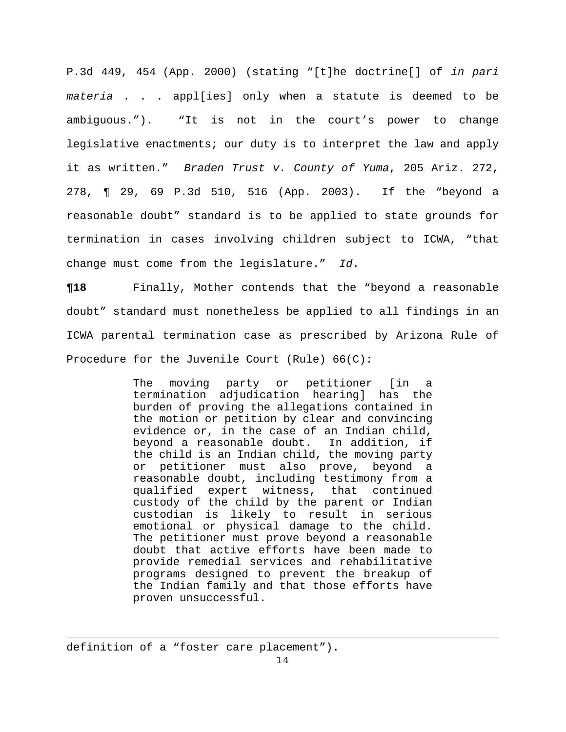P.3d 449, 454 (App. 2000) (stating "[t]he doctrine[] of *in pari materia* . . . appl[ies] only when a statute is deemed to be ambiguous."). "It is not in the court's power to change legislative enactments; our duty is to interpret the law and apply it as written." *Braden Trust v. County of Yuma*, 205 Ariz. 272, 278, ¶ 29, 69 P.3d 510, 516 (App. 2003). If the "beyond a reasonable doubt" standard is to be applied to state grounds for termination in cases involving children subject to ICWA, "that change must come from the legislature." *Id*.

**¶18** Finally, Mother contends that the "beyond a reasonable doubt" standard must nonetheless be applied to all findings in an ICWA parental termination case as prescribed by Arizona Rule of Procedure for the Juvenile Court (Rule) 66(C):

> The moving party or petitioner [in a termination adjudication hearing] has the burden of proving the allegations contained in the motion or petition by clear and convincing evidence or, in the case of an Indian child, beyond a reasonable doubt. In addition, if the child is an Indian child, the moving party or petitioner must also prove, beyond a reasonable doubt, including testimony from a qualified expert witness, that continued custody of the child by the parent or Indian custodian is likely to result in serious emotional or physical damage to the child. The petitioner must prove beyond a reasonable doubt that active efforts have been made to provide remedial services and rehabilitative programs designed to prevent the breakup of the Indian family and that those efforts have proven unsuccessful.

---

definition of a "foster care placement").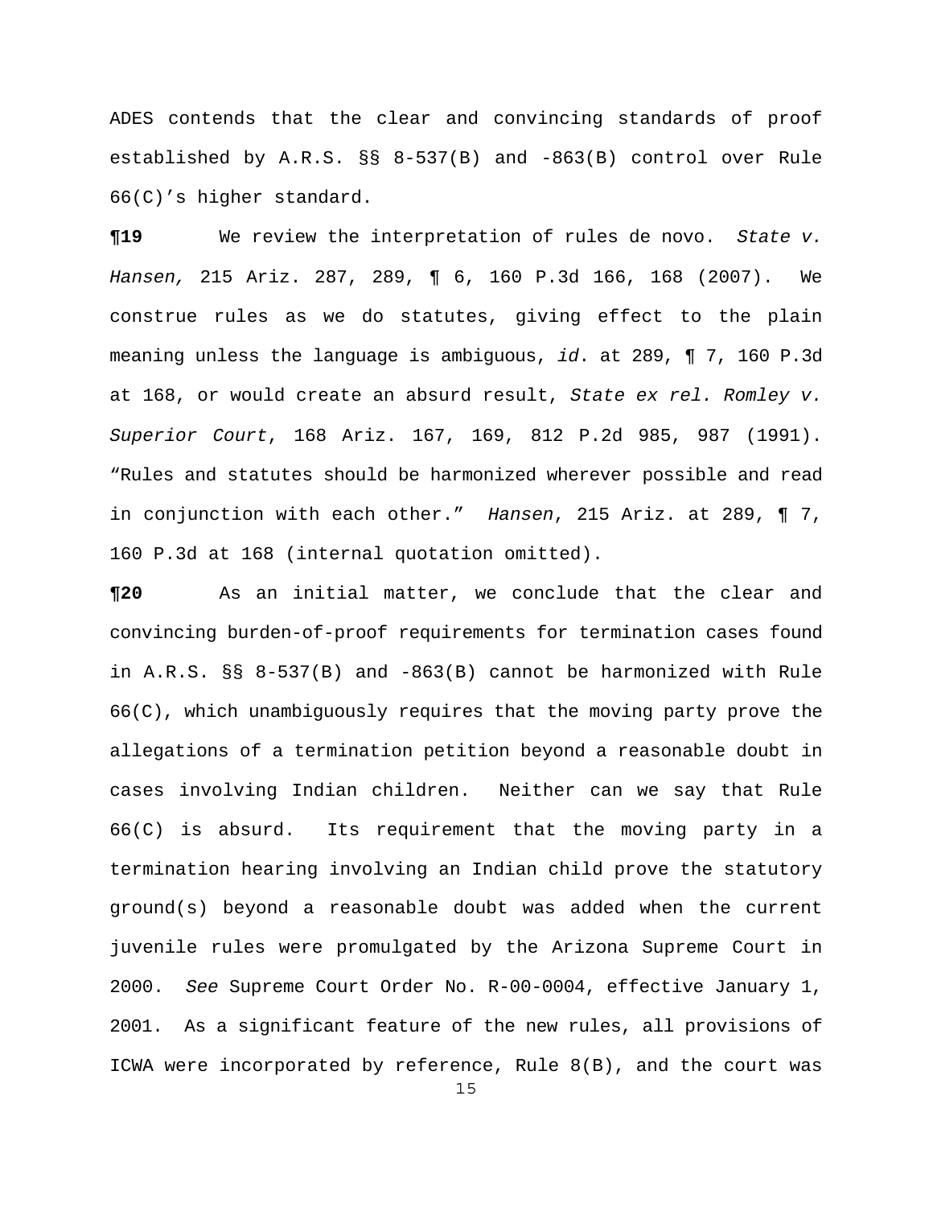ADES contends that the clear and convincing standards of proof established by A.R.S. §§ 8-537(B) and -863(B) control over Rule 66(C)'s higher standard.

**¶19** We review the interpretation of rules de novo. *State v. Hansen,* 215 Ariz. 287, 289, ¶ 6, 160 P.3d 166, 168 (2007). We construe rules as we do statutes, giving effect to the plain meaning unless the language is ambiguous, *id*. at 289, ¶ 7, 160 P.3d at 168, or would create an absurd result, *State ex rel. Romley v. Superior Court*, 168 Ariz. 167, 169, 812 P.2d 985, 987 (1991). "Rules and statutes should be harmonized wherever possible and read in conjunction with each other." *Hansen*, 215 Ariz. at 289, ¶ 7, 160 P.3d at 168 (internal quotation omitted).

**¶20** As an initial matter, we conclude that the clear and convincing burden-of-proof requirements for termination cases found in A.R.S. §§ 8-537(B) and -863(B) cannot be harmonized with Rule 66(C), which unambiguously requires that the moving party prove the allegations of a termination petition beyond a reasonable doubt in cases involving Indian children. Neither can we say that Rule 66(C) is absurd. Its requirement that the moving party in a termination hearing involving an Indian child prove the statutory ground(s) beyond a reasonable doubt was added when the current juvenile rules were promulgated by the Arizona Supreme Court in 2000. *See* Supreme Court Order No. R-00-0004, effective January 1, 2001. As a significant feature of the new rules, all provisions of ICWA were incorporated by reference, Rule 8(B), and the court was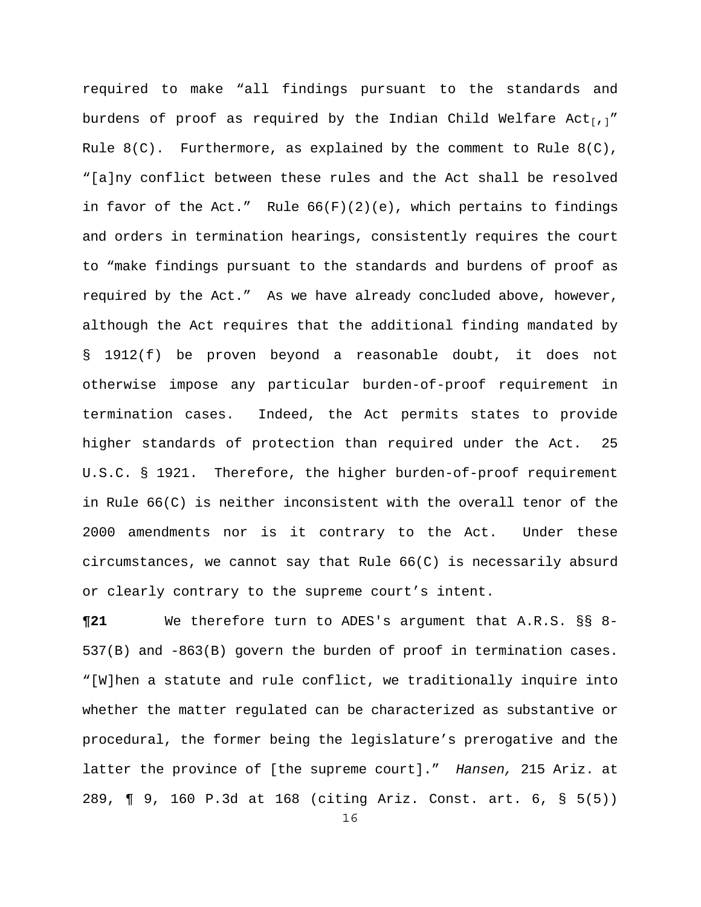required to make "all findings pursuant to the standards and burdens of proof as required by the Indian Child Welfare Act[,]" Rule 8(C). Furthermore, as explained by the comment to Rule 8(C), "[a]ny conflict between these rules and the Act shall be resolved in favor of the Act." Rule 66(F)(2)(e), which pertains to findings and orders in termination hearings, consistently requires the court to "make findings pursuant to the standards and burdens of proof as required by the Act." As we have already concluded above, however, although the Act requires that the additional finding mandated by § 1912(f) be proven beyond a reasonable doubt, it does not otherwise impose any particular burden-of-proof requirement in termination cases. Indeed, the Act permits states to provide higher standards of protection than required under the Act. 25 U.S.C. § 1921. Therefore, the higher burden-of-proof requirement in Rule 66(C) is neither inconsistent with the overall tenor of the 2000 amendments nor is it contrary to the Act. Under these circumstances, we cannot say that Rule 66(C) is necessarily absurd or clearly contrary to the supreme court's intent.

**¶21** We therefore turn to ADES's argument that A.R.S. §§ 8-537(B) and -863(B) govern the burden of proof in termination cases. "[W]hen a statute and rule conflict, we traditionally inquire into whether the matter regulated can be characterized as substantive or procedural, the former being the legislature's prerogative and the latter the province of [the supreme court]." *Hansen,* 215 Ariz. at 289, ¶ 9, 160 P.3d at 168 (citing Ariz. Const. art. 6, § 5(5))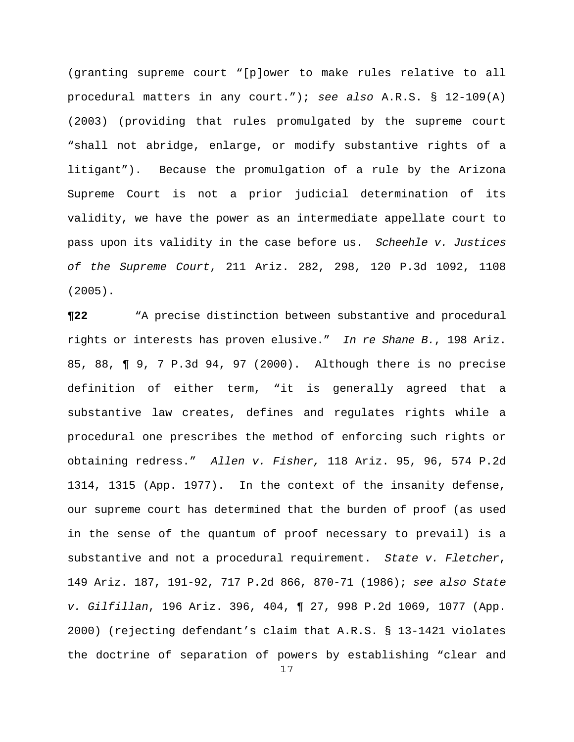(granting supreme court "[p]ower to make rules relative to all procedural matters in any court."); *see also* A.R.S. § 12-109(A) (2003) (providing that rules promulgated by the supreme court "shall not abridge, enlarge, or modify substantive rights of a litigant"). Because the promulgation of a rule by the Arizona Supreme Court is not a prior judicial determination of its validity, we have the power as an intermediate appellate court to pass upon its validity in the case before us. *Scheehle v. Justices of the Supreme Court*, 211 Ariz. 282, 298, 120 P.3d 1092, 1108 (2005).

**¶22** "A precise distinction between substantive and procedural rights or interests has proven elusive." *In re Shane B.*, 198 Ariz. 85, 88, ¶ 9, 7 P.3d 94, 97 (2000). Although there is no precise definition of either term, "it is generally agreed that a substantive law creates, defines and regulates rights while a procedural one prescribes the method of enforcing such rights or obtaining redress." *Allen v. Fisher,* 118 Ariz. 95, 96, 574 P.2d 1314, 1315 (App. 1977). In the context of the insanity defense, our supreme court has determined that the burden of proof (as used in the sense of the quantum of proof necessary to prevail) is a substantive and not a procedural requirement. *State v. Fletcher*, 149 Ariz. 187, 191-92, 717 P.2d 866, 870-71 (1986); *see also State v. Gilfillan*, 196 Ariz. 396, 404, ¶ 27, 998 P.2d 1069, 1077 (App. 2000) (rejecting defendant's claim that A.R.S. § 13-1421 violates the doctrine of separation of powers by establishing "clear and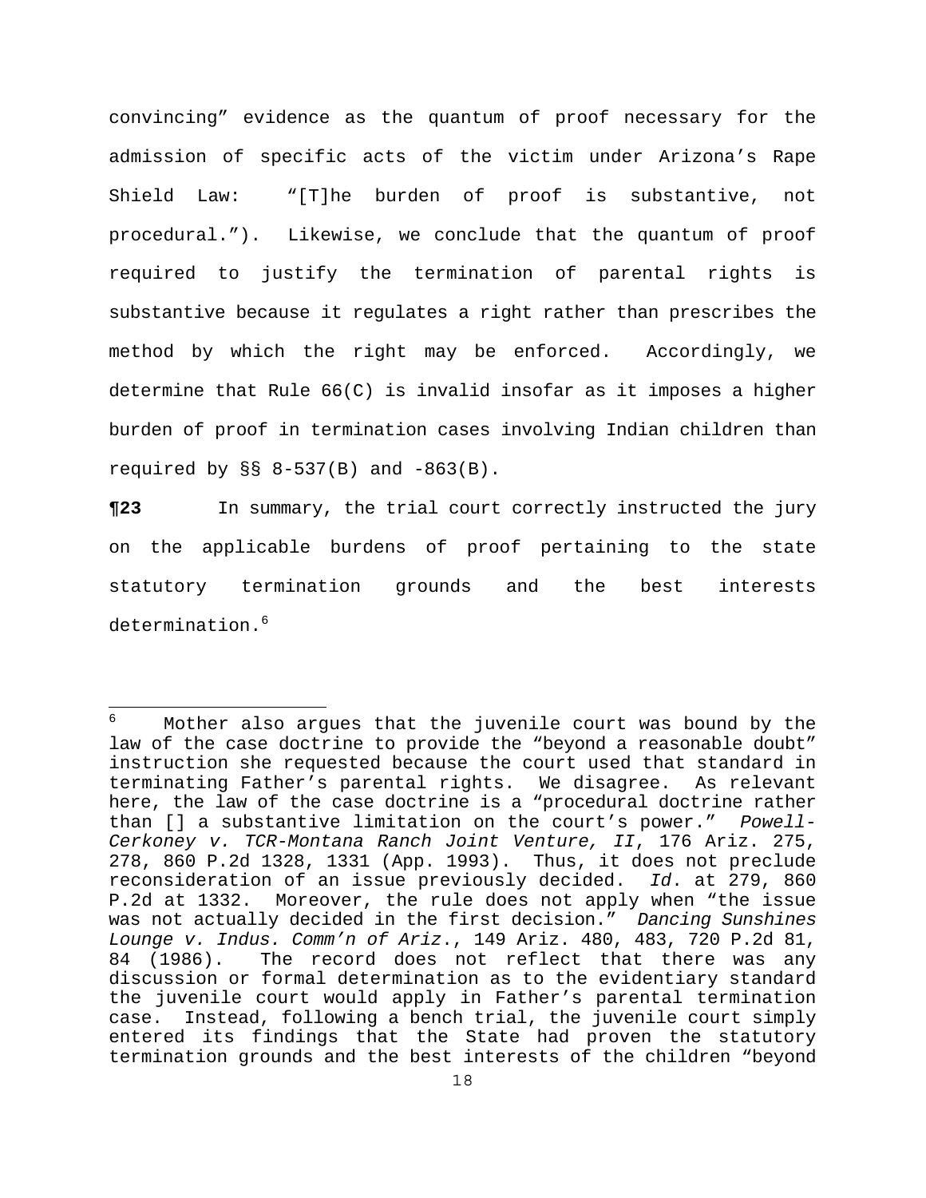convincing" evidence as the quantum of proof necessary for the admission of specific acts of the victim under Arizona's Rape Shield Law: "[T]he burden of proof is substantive, not procedural."). Likewise, we conclude that the quantum of proof required to justify the termination of parental rights is substantive because it regulates a right rather than prescribes the method by which the right may be enforced. Accordingly, we determine that Rule 66(C) is invalid insofar as it imposes a higher burden of proof in termination cases involving Indian children than required by §§ 8-537(B) and -863(B).

**¶23** In summary, the trial court correctly instructed the jury on the applicable burdens of proof pertaining to the state statutory termination grounds and the best interests determination.[6]

---

[6] Mother also argues that the juvenile court was bound by the law of the case doctrine to provide the "beyond a reasonable doubt" instruction she requested because the court used that standard in terminating Father's parental rights. We disagree. As relevant here, the law of the case doctrine is a "procedural doctrine rather than [] a substantive limitation on the court's power." *Powell-Cerkoney v. TCR-Montana Ranch Joint Venture, II*, 176 Ariz. 275, 278, 860 P.2d 1328, 1331 (App. 1993). Thus, it does not preclude reconsideration of an issue previously decided. *Id*. at 279, 860 P.2d at 1332. Moreover, the rule does not apply when "the issue was not actually decided in the first decision." *Dancing Sunshines Lounge v. Indus. Comm'n of Ariz.*, 149 Ariz. 480, 483, 720 P.2d 81, 84 (1986). The record does not reflect that there was any discussion or formal determination as to the evidentiary standard the juvenile court would apply in Father's parental termination case. Instead, following a bench trial, the juvenile court simply entered its findings that the State had proven the statutory termination grounds and the best interests of the children "beyond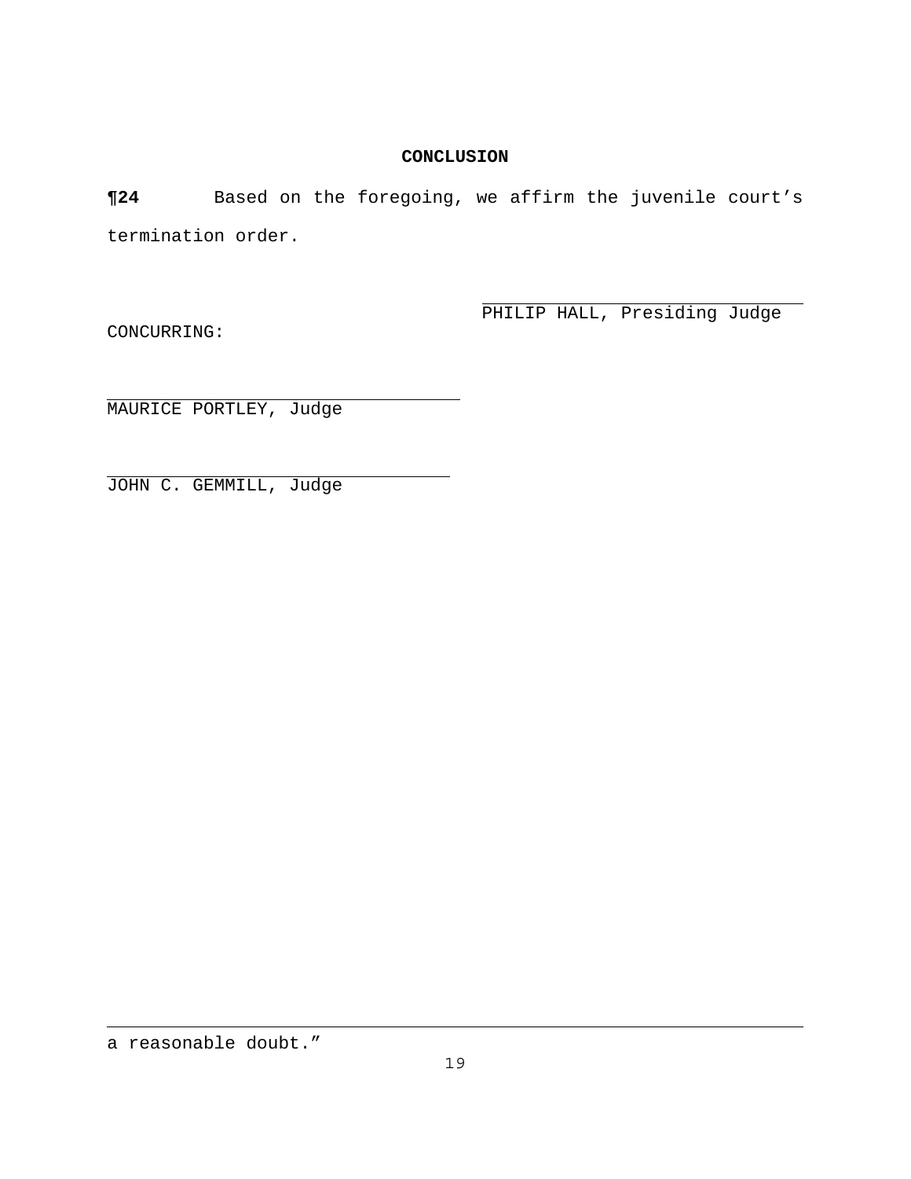**CONCLUSION**

**¶24** Based on the foregoing, we affirm the juvenile court's termination order.

PHILIP HALL, Presiding Judge

CONCURRING:

MAURICE PORTLEY, Judge

JOHN C. GEMMILL, Judge

---

a reasonable doubt."